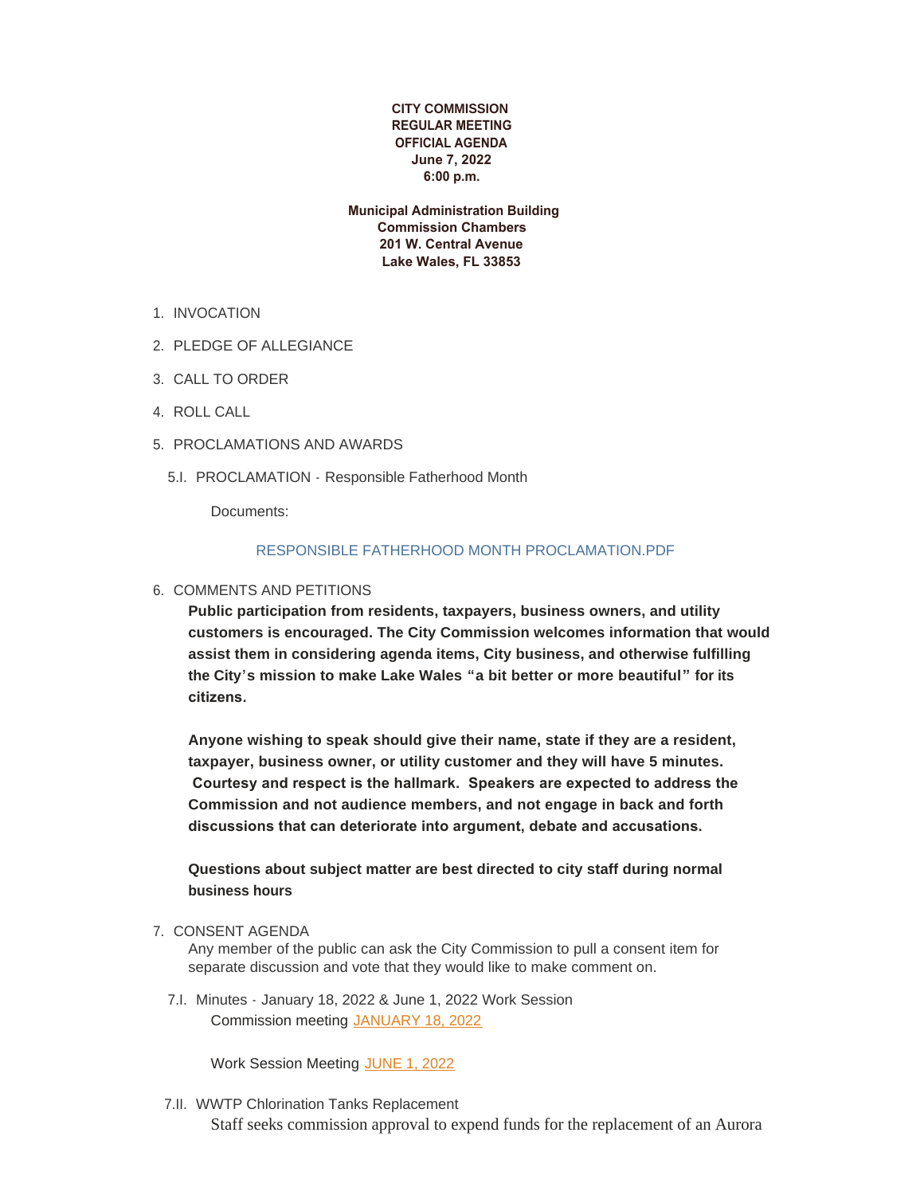**CITY COMMISSION**
**REGULAR MEETING**
**OFFICIAL AGENDA**
**June 7, 2022**
**6:00 p.m.**

**Municipal Administration Building**
**Commission Chambers**
**201 W. Central Avenue**
**Lake Wales, FL 33853**

1. INVOCATION

2. PLEDGE OF ALLEGIANCE

3. CALL TO ORDER

4. ROLL CALL

5. PROCLAMATIONS AND AWARDS

   5.I. PROCLAMATION - Responsible Fatherhood Month

   Documents:

   RESPONSIBLE FATHERHOOD MONTH PROCLAMATION.PDF

6. COMMENTS AND PETITIONS

   **Public participation from residents, taxpayers, business owners, and utility customers is encouraged. The City Commission welcomes information that would assist them in considering agenda items, City business, and otherwise fulfilling the City's mission to make Lake Wales "a bit better or more beautiful" for its citizens.**

   **Anyone wishing to speak should give their name, state if they are a resident, taxpayer, business owner, or utility customer and they will have 5 minutes. Courtesy and respect is the hallmark. Speakers are expected to address the Commission and not audience members, and not engage in back and forth discussions that can deteriorate into argument, debate and accusations.**

   **Questions about subject matter are best directed to city staff during normal business hours**

7. CONSENT AGENDA

   Any member of the public can ask the City Commission to pull a consent item for separate discussion and vote that they would like to make comment on.

   7.I. Minutes - January 18, 2022 & June 1, 2022 Work Session

   Commission meeting JANUARY 18, 2022

   Work Session Meeting JUNE 1, 2022

   7.II. WWTP Chlorination Tanks Replacement

   Staff seeks commission approval to expend funds for the replacement of an Aurora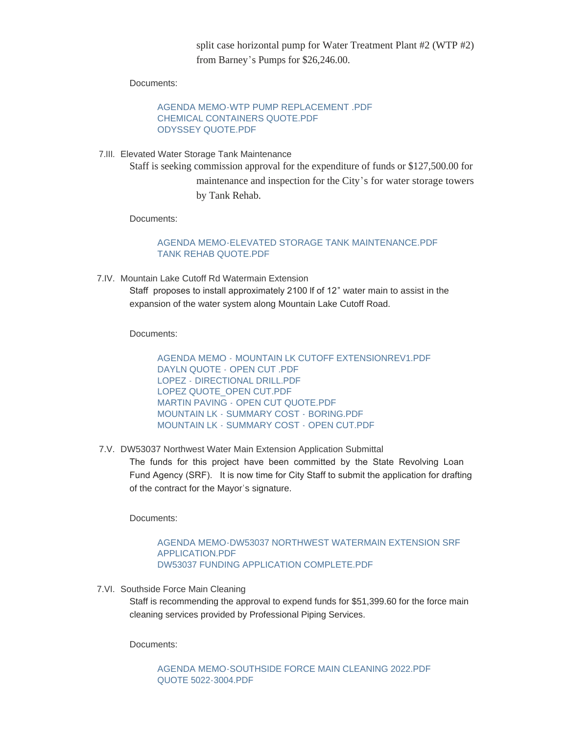split case horizontal pump for Water Treatment Plant #2 (WTP #2) from Barney's Pumps for $26,246.00.

Documents:

- AGENDA MEMO-WTP PUMP REPLACEMENT .PDF
- CHEMICAL CONTAINERS QUOTE.PDF
- ODYSSEY QUOTE.PDF

7.III. Elevated Water Storage Tank Maintenance

Staff is seeking commission approval for the expenditure of funds or $127,500.00 for maintenance and inspection for the City's for water storage towers by Tank Rehab.

Documents:

- AGENDA MEMO-ELEVATED STORAGE TANK MAINTENANCE.PDF
- TANK REHAB QUOTE.PDF

7.IV. Mountain Lake Cutoff Rd Watermain Extension

Staff proposes to install approximately 2100 lf of 12" water main to assist in the expansion of the water system along Mountain Lake Cutoff Road.

Documents:

- AGENDA MEMO - MOUNTAIN LK CUTOFF EXTENSIONREV1.PDF
- DAYLN QUOTE - OPEN CUT .PDF
- LOPEZ - DIRECTIONAL DRILL.PDF
- LOPEZ QUOTE_OPEN CUT.PDF
- MARTIN PAVING - OPEN CUT QUOTE.PDF
- MOUNTAIN LK - SUMMARY COST - BORING.PDF
- MOUNTAIN LK - SUMMARY COST - OPEN CUT.PDF

7.V. DW53037 Northwest Water Main Extension Application Submittal

The funds for this project have been committed by the State Revolving Loan Fund Agency (SRF). It is now time for City Staff to submit the application for drafting of the contract for the Mayor's signature.

Documents:

- AGENDA MEMO-DW53037 NORTHWEST WATERMAIN EXTENSION SRF APPLICATION.PDF
- DW53037 FUNDING APPLICATION COMPLETE.PDF

7.VI. Southside Force Main Cleaning

Staff is recommending the approval to expend funds for $51,399.60 for the force main cleaning services provided by Professional Piping Services.

Documents:

- AGENDA MEMO-SOUTHSIDE FORCE MAIN CLEANING 2022.PDF
- QUOTE 5022-3004.PDF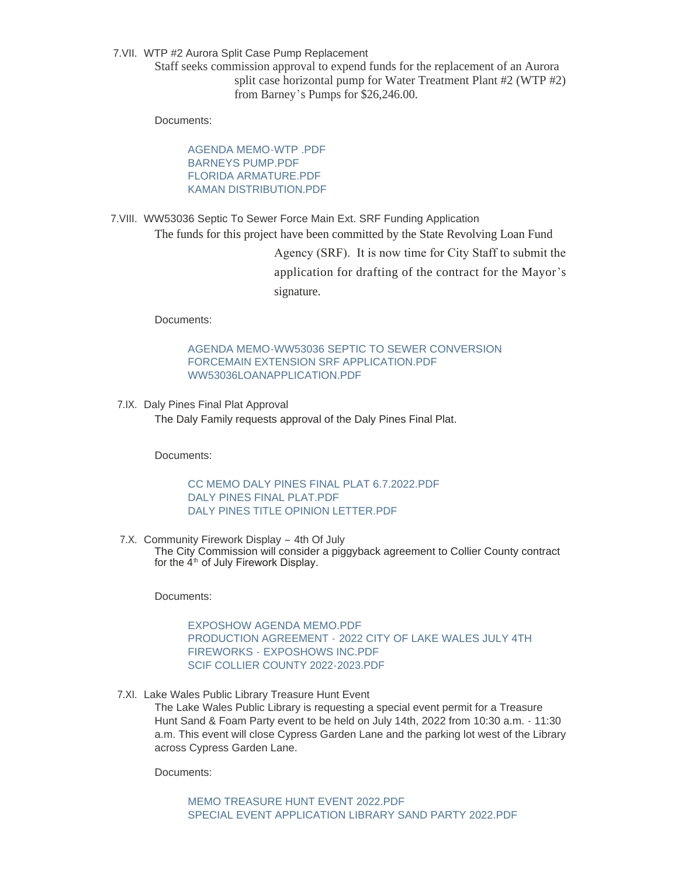7.VII. WTP #2 Aurora Split Case Pump Replacement

Staff seeks commission approval to expend funds for the replacement of an Aurora split case horizontal pump for Water Treatment Plant #2 (WTP #2) from Barney's Pumps for $26,246.00.

Documents:

AGENDA MEMO-WTP .PDF
BARNEYS PUMP.PDF
FLORIDA ARMATURE.PDF
KAMAN DISTRIBUTION.PDF

7.VIII. WW53036 Septic To Sewer Force Main Ext. SRF Funding Application

The funds for this project have been committed by the State Revolving Loan Fund Agency (SRF). It is now time for City Staff to submit the application for drafting of the contract for the Mayor's signature.

Documents:

AGENDA MEMO-WW53036 SEPTIC TO SEWER CONVERSION FORCEMAIN EXTENSION SRF APPLICATION.PDF
WW53036LOANAPPLICATION.PDF

7.IX. Daly Pines Final Plat Approval

The Daly Family requests approval of the Daly Pines Final Plat.

Documents:

CC MEMO DALY PINES FINAL PLAT 6.7.2022.PDF
DALY PINES FINAL PLAT.PDF
DALY PINES TITLE OPINION LETTER.PDF

7.X. Community Firework Display – 4th Of July

The City Commission will consider a piggyback agreement to Collier County contract for the 4th of July Firework Display.

Documents:

EXPOSHOW AGENDA MEMO.PDF
PRODUCTION AGREEMENT - 2022 CITY OF LAKE WALES JULY 4TH FIREWORKS - EXPOSHOWS INC.PDF
SCIF COLLIER COUNTY 2022-2023.PDF

7.XI. Lake Wales Public Library Treasure Hunt Event

The Lake Wales Public Library is requesting a special event permit for a Treasure Hunt Sand & Foam Party event to be held on July 14th, 2022 from 10:30 a.m. - 11:30 a.m. This event will close Cypress Garden Lane and the parking lot west of the Library across Cypress Garden Lane.

Documents:

MEMO TREASURE HUNT EVENT 2022.PDF
SPECIAL EVENT APPLICATION LIBRARY SAND PARTY 2022.PDF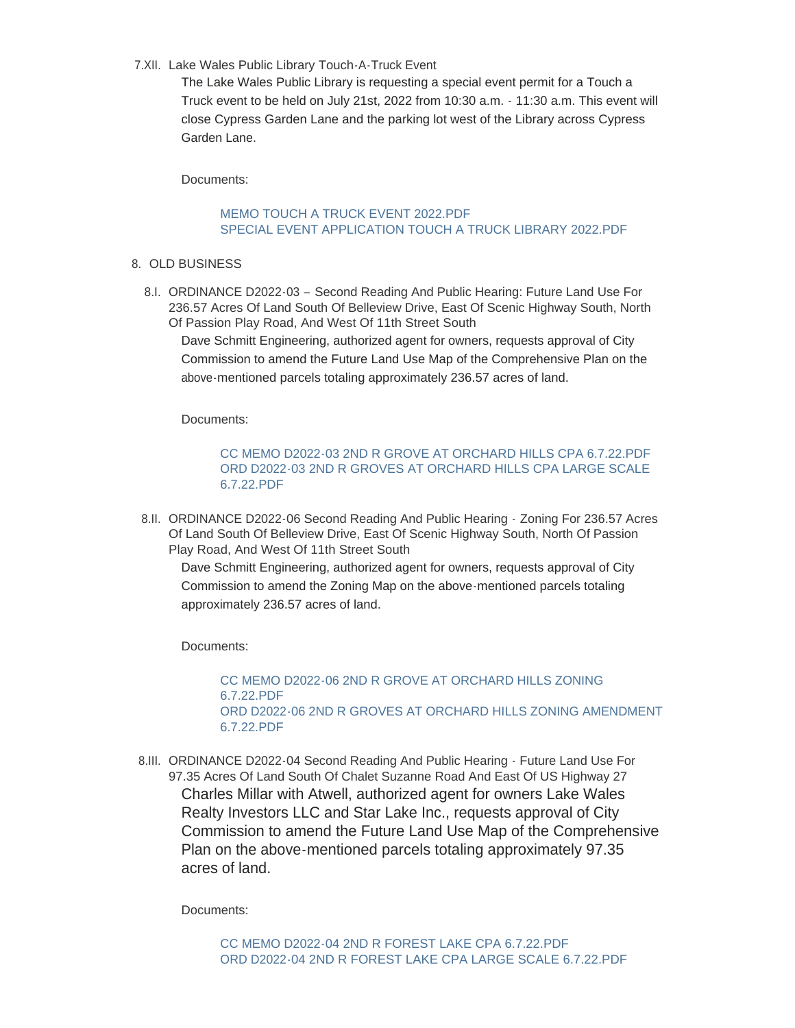7.XII. Lake Wales Public Library Touch-A-Truck Event

The Lake Wales Public Library is requesting a special event permit for a Touch a Truck event to be held on July 21st, 2022 from 10:30 a.m. - 11:30 a.m. This event will close Cypress Garden Lane and the parking lot west of the Library across Cypress Garden Lane.

Documents:

MEMO TOUCH A TRUCK EVENT 2022.PDF
SPECIAL EVENT APPLICATION TOUCH A TRUCK LIBRARY 2022.PDF

8. OLD BUSINESS

8.I. ORDINANCE D2022-03 – Second Reading And Public Hearing: Future Land Use For 236.57 Acres Of Land South Of Belleview Drive, East Of Scenic Highway South, North Of Passion Play Road, And West Of 11th Street South

Dave Schmitt Engineering, authorized agent for owners, requests approval of City Commission to amend the Future Land Use Map of the Comprehensive Plan on the above-mentioned parcels totaling approximately 236.57 acres of land.

Documents:

CC MEMO D2022-03 2ND R GROVE AT ORCHARD HILLS CPA 6.7.22.PDF
ORD D2022-03 2ND R GROVES AT ORCHARD HILLS CPA LARGE SCALE 6.7.22.PDF

8.II. ORDINANCE D2022-06 Second Reading And Public Hearing - Zoning For 236.57 Acres Of Land South Of Belleview Drive, East Of Scenic Highway South, North Of Passion Play Road, And West Of 11th Street South

Dave Schmitt Engineering, authorized agent for owners, requests approval of City Commission to amend the Zoning Map on the above-mentioned parcels totaling approximately 236.57 acres of land.

Documents:

CC MEMO D2022-06 2ND R GROVE AT ORCHARD HILLS ZONING 6.7.22.PDF
ORD D2022-06 2ND R GROVES AT ORCHARD HILLS ZONING AMENDMENT 6.7.22.PDF

8.III. ORDINANCE D2022-04 Second Reading And Public Hearing - Future Land Use For 97.35 Acres Of Land South Of Chalet Suzanne Road And East Of US Highway 27

Charles Millar with Atwell, authorized agent for owners Lake Wales Realty Investors LLC and Star Lake Inc., requests approval of City Commission to amend the Future Land Use Map of the Comprehensive Plan on the above-mentioned parcels totaling approximately 97.35 acres of land.

Documents:

CC MEMO D2022-04 2ND R FOREST LAKE CPA 6.7.22.PDF
ORD D2022-04 2ND R FOREST LAKE CPA LARGE SCALE 6.7.22.PDF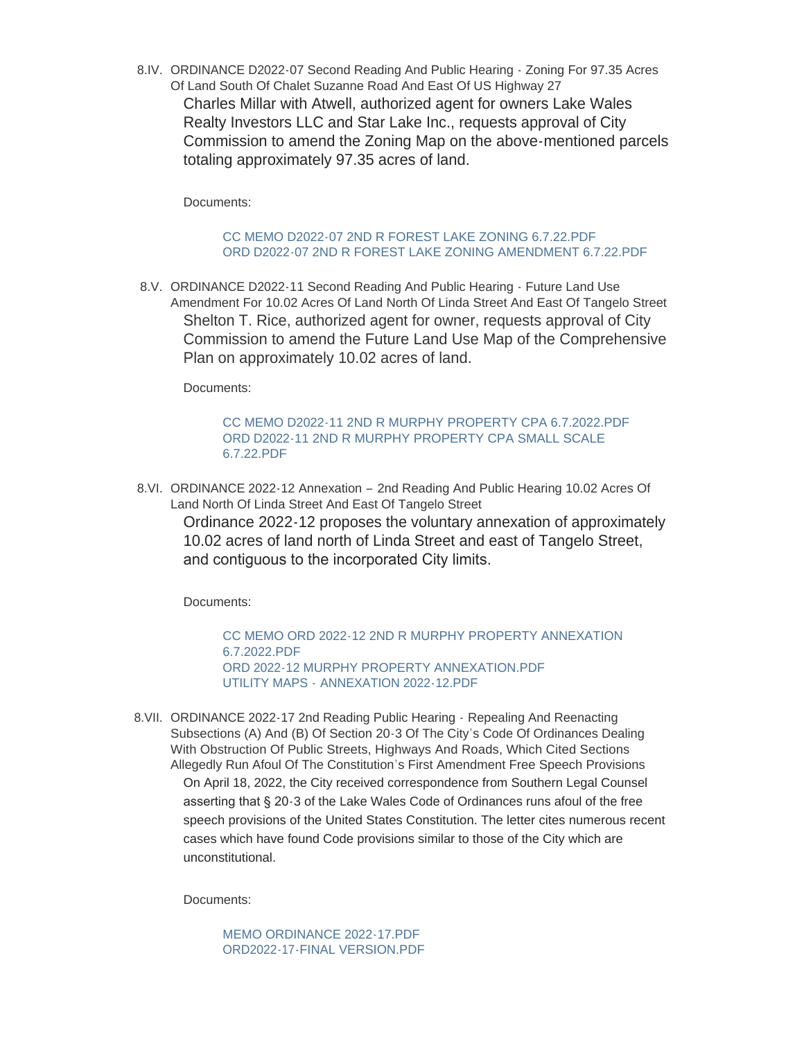8.IV. ORDINANCE D2022-07 Second Reading And Public Hearing - Zoning For 97.35 Acres Of Land South Of Chalet Suzanne Road And East Of US Highway 27

Charles Millar with Atwell, authorized agent for owners Lake Wales Realty Investors LLC and Star Lake Inc., requests approval of City Commission to amend the Zoning Map on the above-mentioned parcels totaling approximately 97.35 acres of land.

Documents:

CC MEMO D2022-07 2ND R FOREST LAKE ZONING 6.7.22.PDF
ORD D2022-07 2ND R FOREST LAKE ZONING AMENDMENT 6.7.22.PDF

8.V. ORDINANCE D2022-11 Second Reading And Public Hearing - Future Land Use Amendment For 10.02 Acres Of Land North Of Linda Street And East Of Tangelo Street

Shelton T. Rice, authorized agent for owner, requests approval of City Commission to amend the Future Land Use Map of the Comprehensive Plan on approximately 10.02 acres of land.

Documents:

CC MEMO D2022-11 2ND R MURPHY PROPERTY CPA 6.7.2022.PDF
ORD D2022-11 2ND R MURPHY PROPERTY CPA SMALL SCALE 6.7.22.PDF

8.VI. ORDINANCE 2022-12 Annexation – 2nd Reading And Public Hearing 10.02 Acres Of Land North Of Linda Street And East Of Tangelo Street

Ordinance 2022-12 proposes the voluntary annexation of approximately 10.02 acres of land north of Linda Street and east of Tangelo Street, and contiguous to the incorporated City limits.

Documents:

CC MEMO ORD 2022-12 2ND R MURPHY PROPERTY ANNEXATION 6.7.2022.PDF
ORD 2022-12 MURPHY PROPERTY ANNEXATION.PDF
UTILITY MAPS - ANNEXATION 2022-12.PDF

8.VII. ORDINANCE 2022-17 2nd Reading Public Hearing - Repealing And Reenacting Subsections (A) And (B) Of Section 20-3 Of The City's Code Of Ordinances Dealing With Obstruction Of Public Streets, Highways And Roads, Which Cited Sections Allegedly Run Afoul Of The Constitution's First Amendment Free Speech Provisions

On April 18, 2022, the City received correspondence from Southern Legal Counsel asserting that § 20-3 of the Lake Wales Code of Ordinances runs afoul of the free speech provisions of the United States Constitution. The letter cites numerous recent cases which have found Code provisions similar to those of the City which are unconstitutional.

Documents:

MEMO ORDINANCE 2022-17.PDF
ORD2022-17-FINAL VERSION.PDF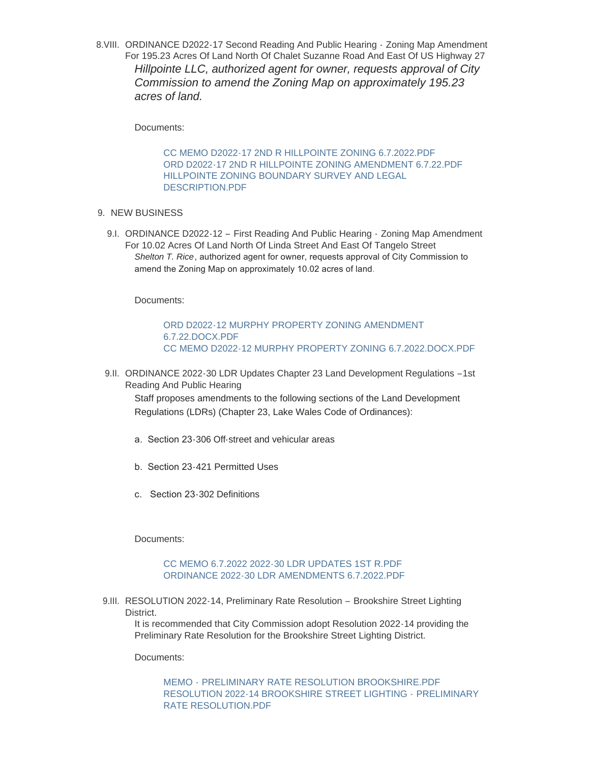8.VIII. ORDINANCE D2022-17 Second Reading And Public Hearing - Zoning Map Amendment For 195.23 Acres Of Land North Of Chalet Suzanne Road And East Of US Highway 27

*Hillpointe LLC, authorized agent for owner, requests approval of City Commission to amend the Zoning Map on approximately 195.23 acres of land.*

Documents:

CC MEMO D2022-17 2ND R HILLPOINTE ZONING 6.7.2022.PDF
ORD D2022-17 2ND R HILLPOINTE ZONING AMENDMENT 6.7.22.PDF
HILLPOINTE ZONING BOUNDARY SURVEY AND LEGAL DESCRIPTION.PDF

9. NEW BUSINESS

9.I. ORDINANCE D2022-12 – First Reading And Public Hearing - Zoning Map Amendment For 10.02 Acres Of Land North Of Linda Street And East Of Tangelo Street

*Shelton T. Rice*, authorized agent for owner, requests approval of City Commission to amend the Zoning Map on approximately 10.02 acres of land.

Documents:

ORD D2022-12 MURPHY PROPERTY ZONING AMENDMENT 6.7.22.DOCX.PDF
CC MEMO D2022-12 MURPHY PROPERTY ZONING 6.7.2022.DOCX.PDF

9.II. ORDINANCE 2022-30 LDR Updates Chapter 23 Land Development Regulations –1st Reading And Public Hearing

Staff proposes amendments to the following sections of the Land Development Regulations (LDRs) (Chapter 23, Lake Wales Code of Ordinances):

a. Section 23-306 Off-street and vehicular areas

b. Section 23-421 Permitted Uses

c. Section 23-302 Definitions

Documents:

CC MEMO 6.7.2022 2022-30 LDR UPDATES 1ST R.PDF
ORDINANCE 2022-30 LDR AMENDMENTS 6.7.2022.PDF

9.III. RESOLUTION 2022-14, Preliminary Rate Resolution – Brookshire Street Lighting District.

It is recommended that City Commission adopt Resolution 2022-14 providing the Preliminary Rate Resolution for the Brookshire Street Lighting District.

Documents:

MEMO - PRELIMINARY RATE RESOLUTION BROOKSHIRE.PDF
RESOLUTION 2022-14 BROOKSHIRE STREET LIGHTING - PRELIMINARY RATE RESOLUTION.PDF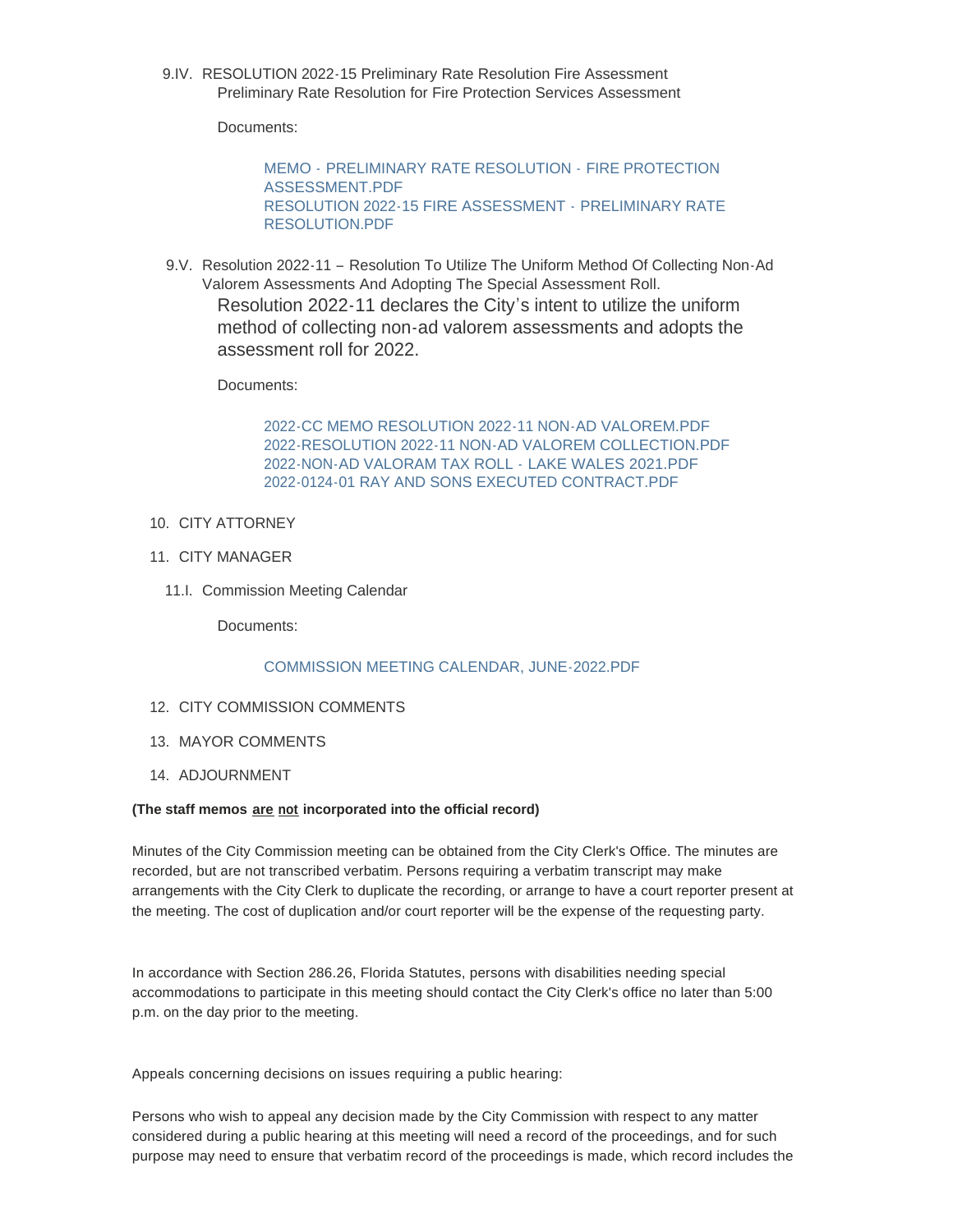9.IV. RESOLUTION 2022-15 Preliminary Rate Resolution Fire Assessment
Preliminary Rate Resolution for Fire Protection Services Assessment

Documents:

MEMO - PRELIMINARY RATE RESOLUTION - FIRE PROTECTION ASSESSMENT.PDF
RESOLUTION 2022-15 FIRE ASSESSMENT - PRELIMINARY RATE RESOLUTION.PDF

9.V. Resolution 2022-11 – Resolution To Utilize The Uniform Method Of Collecting Non-Ad Valorem Assessments And Adopting The Special Assessment Roll.
Resolution 2022-11 declares the City's intent to utilize the uniform method of collecting non-ad valorem assessments and adopts the assessment roll for 2022.

Documents:

2022-CC MEMO RESOLUTION 2022-11 NON-AD VALOREM.PDF
2022-RESOLUTION 2022-11 NON-AD VALOREM COLLECTION.PDF
2022-NON-AD VALORAM TAX ROLL - LAKE WALES 2021.PDF
2022-0124-01 RAY AND SONS EXECUTED CONTRACT.PDF

10. CITY ATTORNEY

11. CITY MANAGER

11.I. Commission Meeting Calendar

Documents:

COMMISSION MEETING CALENDAR, JUNE-2022.PDF

12. CITY COMMISSION COMMENTS

13. MAYOR COMMENTS

14. ADJOURNMENT

**(The staff memos are not incorporated into the official record)**

Minutes of the City Commission meeting can be obtained from the City Clerk's Office. The minutes are recorded, but are not transcribed verbatim. Persons requiring a verbatim transcript may make arrangements with the City Clerk to duplicate the recording, or arrange to have a court reporter present at the meeting. The cost of duplication and/or court reporter will be the expense of the requesting party.

In accordance with Section 286.26, Florida Statutes, persons with disabilities needing special accommodations to participate in this meeting should contact the City Clerk's office no later than 5:00 p.m. on the day prior to the meeting.

Appeals concerning decisions on issues requiring a public hearing:

Persons who wish to appeal any decision made by the City Commission with respect to any matter considered during a public hearing at this meeting will need a record of the proceedings, and for such purpose may need to ensure that verbatim record of the proceedings is made, which record includes the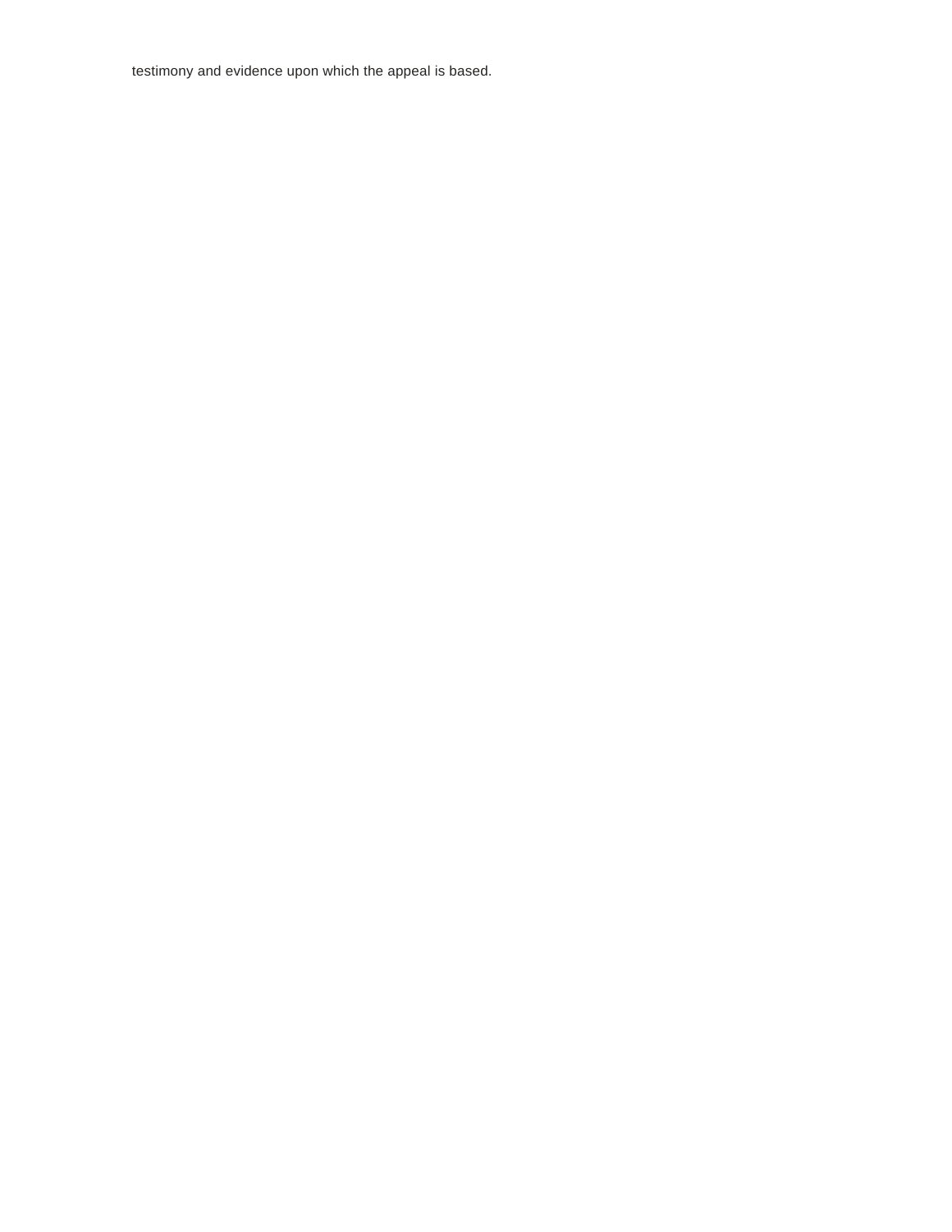testimony and evidence upon which the appeal is based.